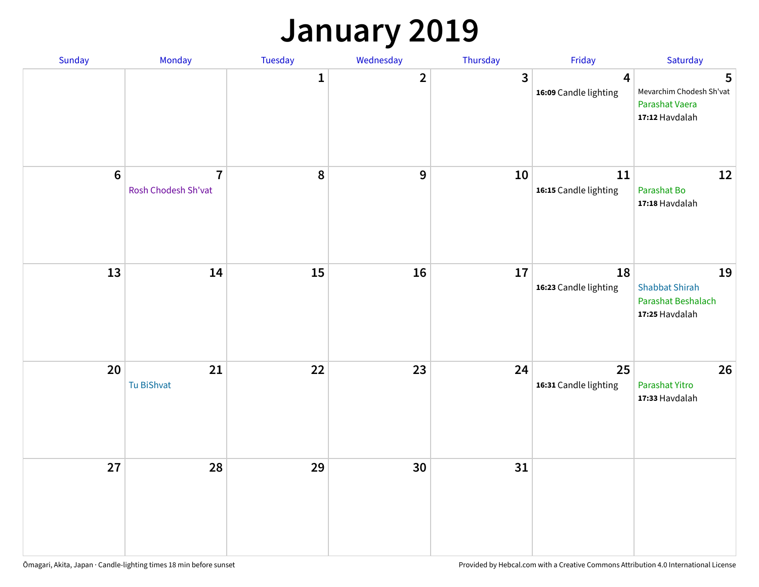# January 2019

| Sunday | Monday | Tuesday | Wednesday | Thursday | Friday | Saturday |
|---|---|---|---|---|---|---|
| | | 1 | 2 | 3 | 4<br>**16:09** Candle lighting | 5<br>Mevarchim Chodesh Sh'vat<br>Parashat Vaera<br>**17:12** Havdalah |
| 6 | 7<br>Rosh Chodesh Sh'vat | 8 | 9 | 10 | 11<br>**16:15** Candle lighting | 12<br>Parashat Bo<br>**17:18** Havdalah |
| 13 | 14 | 15 | 16 | 17 | 18<br>**16:23** Candle lighting | 19<br>Shabbat Shirah<br>Parashat Beshalach<br>**17:25** Havdalah |
| 20 | 21<br>Tu BiShvat | 22 | 23 | 24 | 25<br>**16:31** Candle lighting | 26<br>Parashat Yitro<br>**17:33** Havdalah |
| 27 | 28 | 29 | 30 | 31 | | |

Ōmagari, Akita, Japan · Candle-lighting times 18 min before sunset

Provided by Hebcal.com with a Creative Commons Attribution 4.0 International License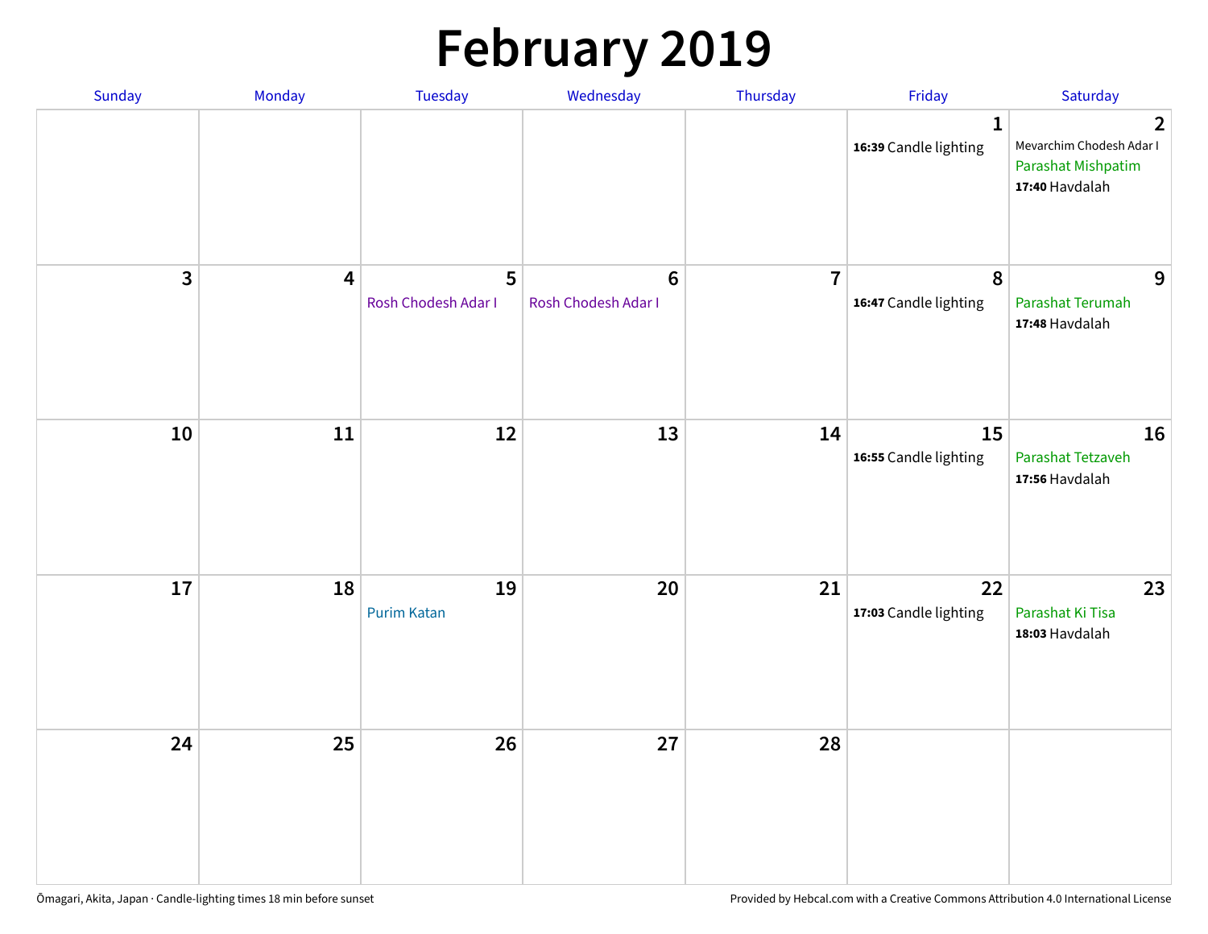# February 2019

| Sunday | Monday | Tuesday | Wednesday | Thursday | Friday | Saturday |
| --- | --- | --- | --- | --- | --- | --- |
| | | | | | 1<br>**16:39** Candle lighting | 2<br>Mevarchim Chodesh Adar I<br>Parashat Mishpatim<br>**17:40** Havdalah |
| 3 | 4 | 5<br>Rosh Chodesh Adar I | 6<br>Rosh Chodesh Adar I | 7 | 8<br>**16:47** Candle lighting | 9<br>Parashat Terumah<br>**17:48** Havdalah |
| 10 | 11 | 12 | 13 | 14 | 15<br>**16:55** Candle lighting | 16<br>Parashat Tetzaveh<br>**17:56** Havdalah |
| 17 | 18 | 19<br>Purim Katan | 20 | 21 | 22<br>**17:03** Candle lighting | 23<br>Parashat Ki Tisa<br>**18:03** Havdalah |
| 24 | 25 | 26 | 27 | 28 | | |

Ōmagari, Akita, Japan · Candle-lighting times 18 min before sunset

Provided by Hebcal.com with a Creative Commons Attribution 4.0 International License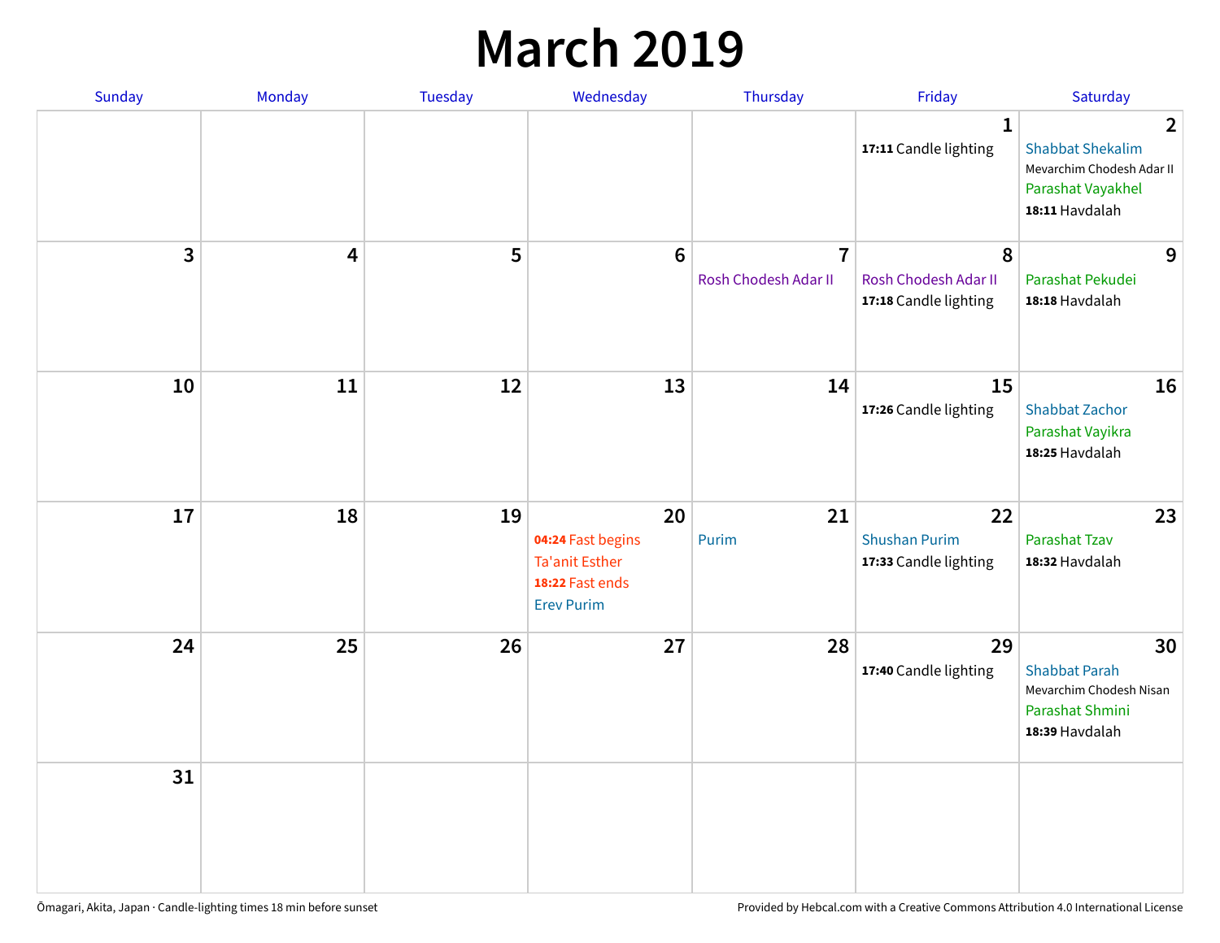# March 2019

| Sunday | Monday | Tuesday | Wednesday | Thursday | Friday | Saturday |
|---|---|---|---|---|---|---|
| | | | | | 1<br>**17:11** Candle lighting | 2<br>Shabbat Shekalim<br>Mevarchim Chodesh Adar II<br>Parashat Vayakhel<br>**18:11** Havdalah |
| 3 | 4 | 5 | 6 | 7<br>Rosh Chodesh Adar II | 8<br>Rosh Chodesh Adar II<br>**17:18** Candle lighting | 9<br>Parashat Pekudei<br>**18:18** Havdalah |
| 10 | 11 | 12 | 13 | 14 | 15<br>**17:26** Candle lighting | 16<br>Shabbat Zachor<br>Parashat Vayikra<br>**18:25** Havdalah |
| 17 | 18 | 19 | 20<br>**04:24** Fast begins<br>Ta'anit Esther<br>**18:22** Fast ends<br>Erev Purim | 21<br>Purim | 22<br>Shushan Purim<br>**17:33** Candle lighting | 23<br>Parashat Tzav<br>**18:32** Havdalah |
| 24 | 25 | 26 | 27 | 28 | 29<br>**17:40** Candle lighting | 30<br>Shabbat Parah<br>Mevarchim Chodesh Nisan<br>Parashat Shmini<br>**18:39** Havdalah |
| 31 | | | | | | |

Ōmagari, Akita, Japan · Candle-lighting times 18 min before sunset

Provided by Hebcal.com with a Creative Commons Attribution 4.0 International License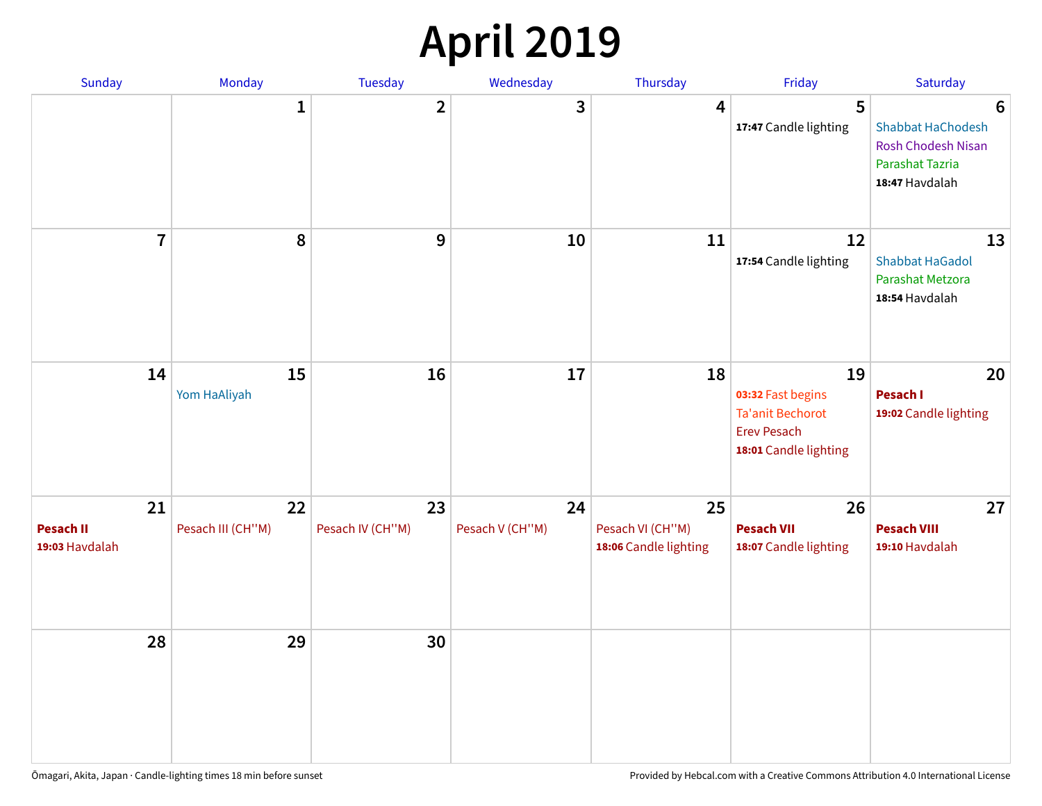# April 2019

| Sunday | Monday | Tuesday | Wednesday | Thursday | Friday | Saturday |
|---|---|---|---|---|---|---|
| | 1 | 2 | 3 | 4 | 5<br>**17:47** Candle lighting | 6<br>Shabbat HaChodesh<br>Rosh Chodesh Nisan<br>Parashat Tazria<br>**18:47** Havdalah |
| 7 | 8 | 9 | 10 | 11 | 12<br>**17:54** Candle lighting | 13<br>Shabbat HaGadol<br>Parashat Metzora<br>**18:54** Havdalah |
| 14 | 15<br>Yom HaAliyah | 16 | 17 | 18 | 19<br>**03:32** Fast begins<br>Ta'anit Bechorot<br>Erev Pesach<br>**18:01** Candle lighting | 20<br>**Pesach I**<br>**19:02** Candle lighting |
| 21<br>**Pesach II**<br>**19:03** Havdalah | 22<br>Pesach III (CH''M) | 23<br>Pesach IV (CH''M) | 24<br>Pesach V (CH''M) | 25<br>Pesach VI (CH''M)<br>**18:06** Candle lighting | 26<br>**Pesach VII**<br>**18:07** Candle lighting | 27<br>**Pesach VIII**<br>**19:10** Havdalah |
| 28 | 29 | 30 | | | | |

Ōmagari, Akita, Japan · Candle-lighting times 18 min before sunset

Provided by Hebcal.com with a Creative Commons Attribution 4.0 International License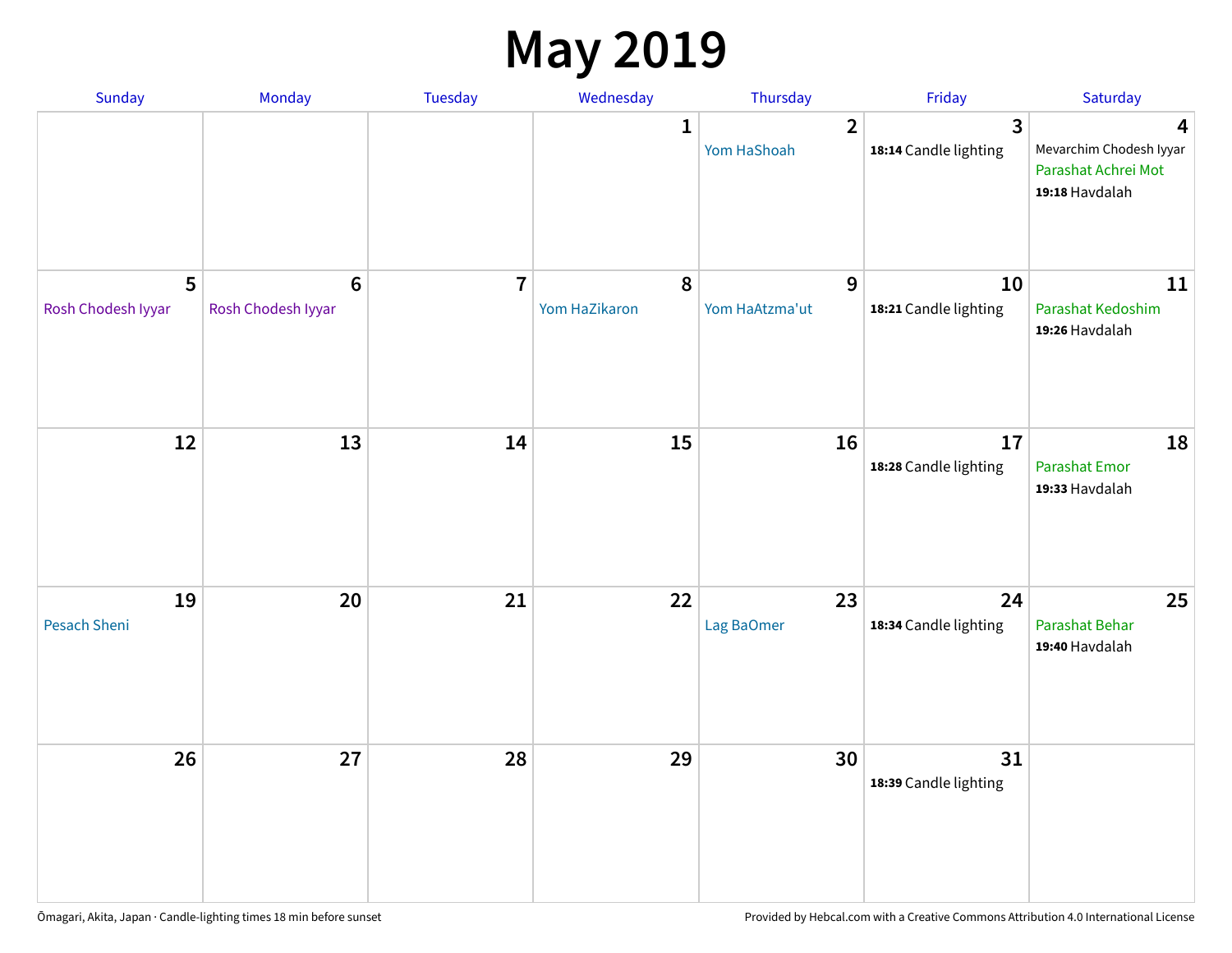# May 2019

| Sunday | Monday | Tuesday | Wednesday | Thursday | Friday | Saturday |
|---|---|---|---|---|---|---|
| | | | 1 | 2<br>Yom HaShoah | 3<br>**18:14** Candle lighting | 4<br>Mevarchim Chodesh Iyyar<br>Parashat Achrei Mot<br>**19:18** Havdalah |
| 5<br>Rosh Chodesh Iyyar | 6<br>Rosh Chodesh Iyyar | 7 | 8<br>Yom HaZikaron | 9<br>Yom HaAtzma'ut | 10<br>**18:21** Candle lighting | 11<br>Parashat Kedoshim<br>**19:26** Havdalah |
| 12 | 13 | 14 | 15 | 16 | 17<br>**18:28** Candle lighting | 18<br>Parashat Emor<br>**19:33** Havdalah |
| 19<br>Pesach Sheni | 20 | 21 | 22 | 23<br>Lag BaOmer | 24<br>**18:34** Candle lighting | 25<br>Parashat Behar<br>**19:40** Havdalah |
| 26 | 27 | 28 | 29 | 30 | 31<br>**18:39** Candle lighting | |

Ōmagari, Akita, Japan · Candle-lighting times 18 min before sunset

Provided by Hebcal.com with a Creative Commons Attribution 4.0 International License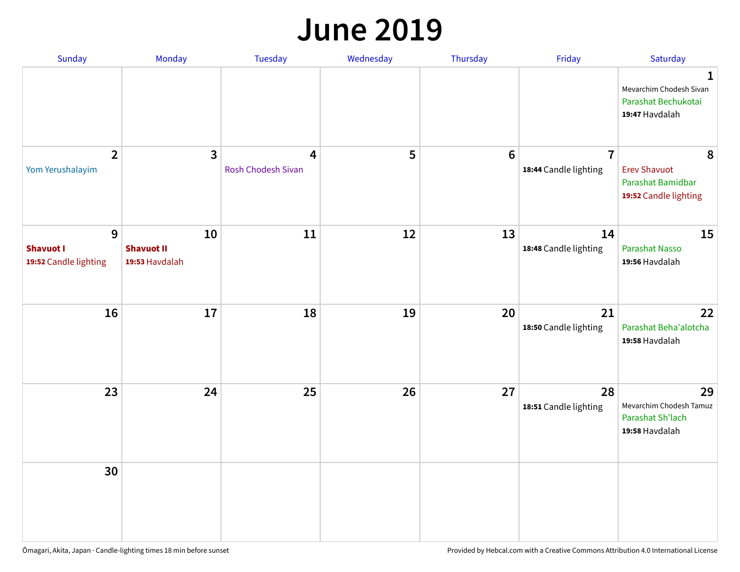# June 2019

| Sunday | Monday | Tuesday | Wednesday | Thursday | Friday | Saturday |
|---|---|---|---|---|---|---|
| | | | | | | **1**<br>Mevarchim Chodesh Sivan<br>Parashat Bechukotai<br>**19:47** Havdalah |
| **2**<br>Yom Yerushalayim | **3** | **4**<br>Rosh Chodesh Sivan | **5** | **6** | **7**<br>**18:44** Candle lighting | **8**<br>Erev Shavuot<br>Parashat Bamidbar<br>**19:52** Candle lighting |
| **9**<br>**Shavuot I**<br>**19:52** Candle lighting | **10**<br>**Shavuot II**<br>**19:53** Havdalah | **11** | **12** | **13** | **14**<br>**18:48** Candle lighting | **15**<br>Parashat Nasso<br>**19:56** Havdalah |
| **16** | **17** | **18** | **19** | **20** | **21**<br>**18:50** Candle lighting | **22**<br>Parashat Beha'alotcha<br>**19:58** Havdalah |
| **23** | **24** | **25** | **26** | **27** | **28**<br>**18:51** Candle lighting | **29**<br>Mevarchim Chodesh Tamuz<br>Parashat Sh'lach<br>**19:58** Havdalah |
| **30** | | | | | | |

Ōmagari, Akita, Japan · Candle-lighting times 18 min before sunset

Provided by Hebcal.com with a Creative Commons Attribution 4.0 International License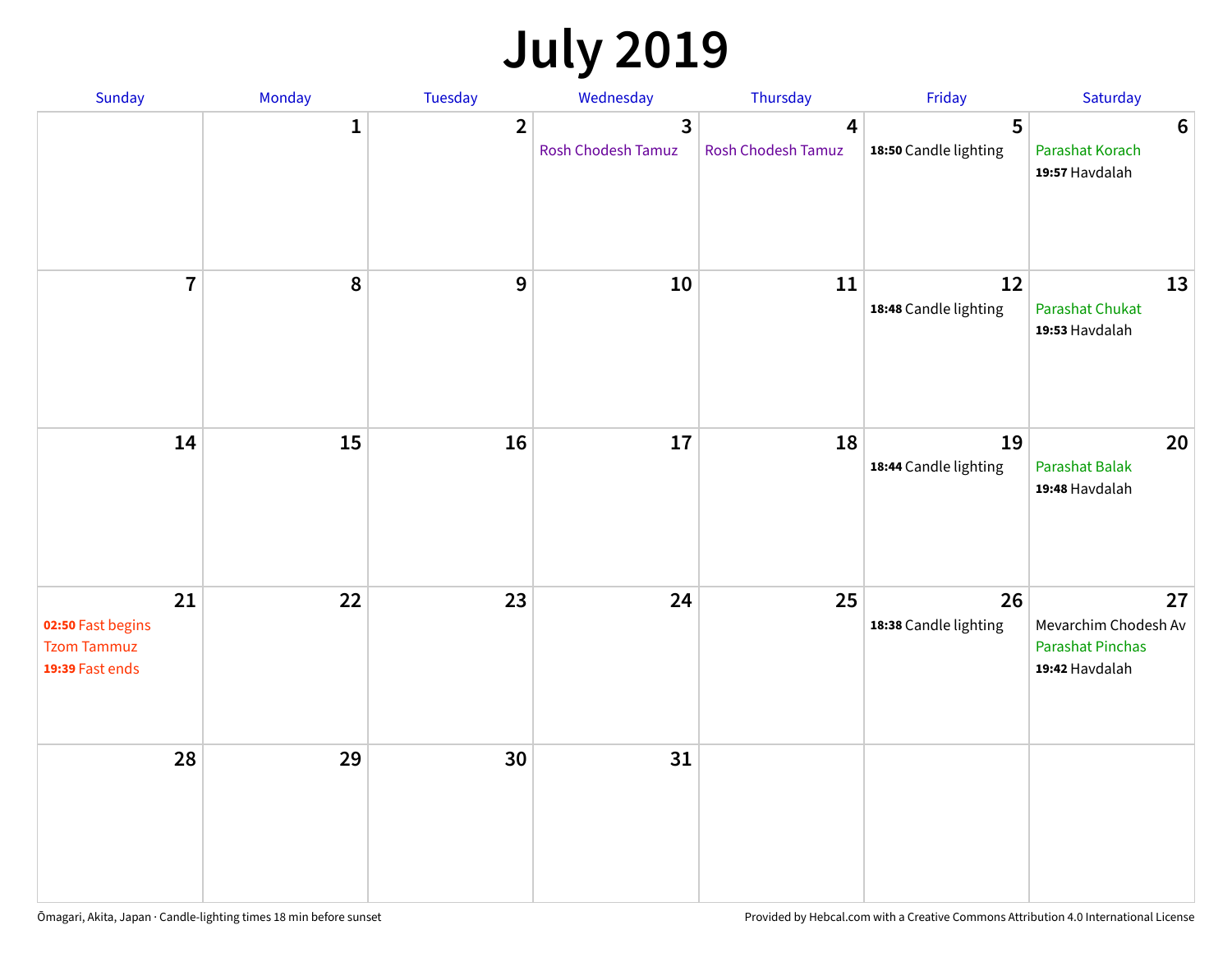# July 2019

| Sunday | Monday | Tuesday | Wednesday | Thursday | Friday | Saturday |
|---|---|---|---|---|---|---|
| | 1 | 2 | 3 Rosh Chodesh Tamuz | 4 Rosh Chodesh Tamuz | 5 **18:50** Candle lighting | 6 Parashat Korach **19:57** Havdalah |
| 7 | 8 | 9 | 10 | 11 | 12 **18:48** Candle lighting | 13 Parashat Chukat **19:53** Havdalah |
| 14 | 15 | 16 | 17 | 18 | 19 **18:44** Candle lighting | 20 Parashat Balak **19:48** Havdalah |
| 21 **02:50** Fast begins Tzom Tammuz **19:39** Fast ends | 22 | 23 | 24 | 25 | 26 **18:38** Candle lighting | 27 Mevarchim Chodesh Av Parashat Pinchas **19:42** Havdalah |
| 28 | 29 | 30 | 31 | | | |

Ōmagari, Akita, Japan · Candle-lighting times 18 min before sunset

Provided by Hebcal.com with a Creative Commons Attribution 4.0 International License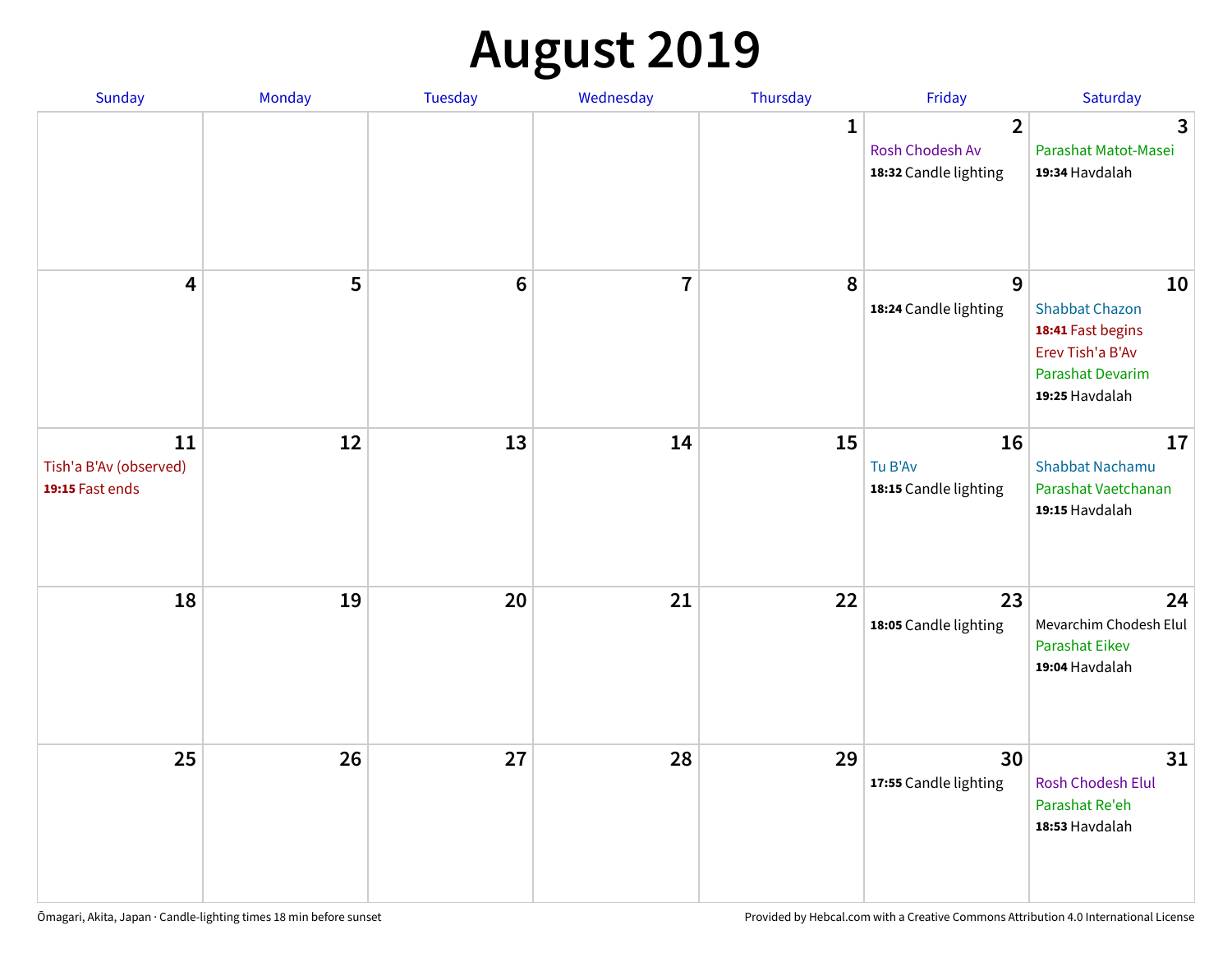# August 2019

| Sunday | Monday | Tuesday | Wednesday | Thursday | Friday | Saturday |
|---|---|---|---|---|---|---|
| | | | | 1 | 2<br>Rosh Chodesh Av<br>**18:32** Candle lighting | 3<br>Parashat Matot-Masei<br>**19:34** Havdalah |
| 4 | 5 | 6 | 7 | 8 | 9<br>**18:24** Candle lighting | 10<br>Shabbat Chazon<br>**18:41** Fast begins<br>Erev Tish'a B'Av<br>Parashat Devarim<br>**19:25** Havdalah |
| 11<br>Tish'a B'Av (observed)<br>**19:15** Fast ends | 12 | 13 | 14 | 15 | 16<br>Tu B'Av<br>**18:15** Candle lighting | 17<br>Shabbat Nachamu<br>Parashat Vaetchanan<br>**19:15** Havdalah |
| 18 | 19 | 20 | 21 | 22 | 23<br>**18:05** Candle lighting | 24<br>Mevarchim Chodesh Elul<br>Parashat Eikev<br>**19:04** Havdalah |
| 25 | 26 | 27 | 28 | 29 | 30<br>**17:55** Candle lighting | 31<br>Rosh Chodesh Elul<br>Parashat Re'eh<br>**18:53** Havdalah |

Ōmagari, Akita, Japan · Candle-lighting times 18 min before sunset

Provided by Hebcal.com with a Creative Commons Attribution 4.0 International License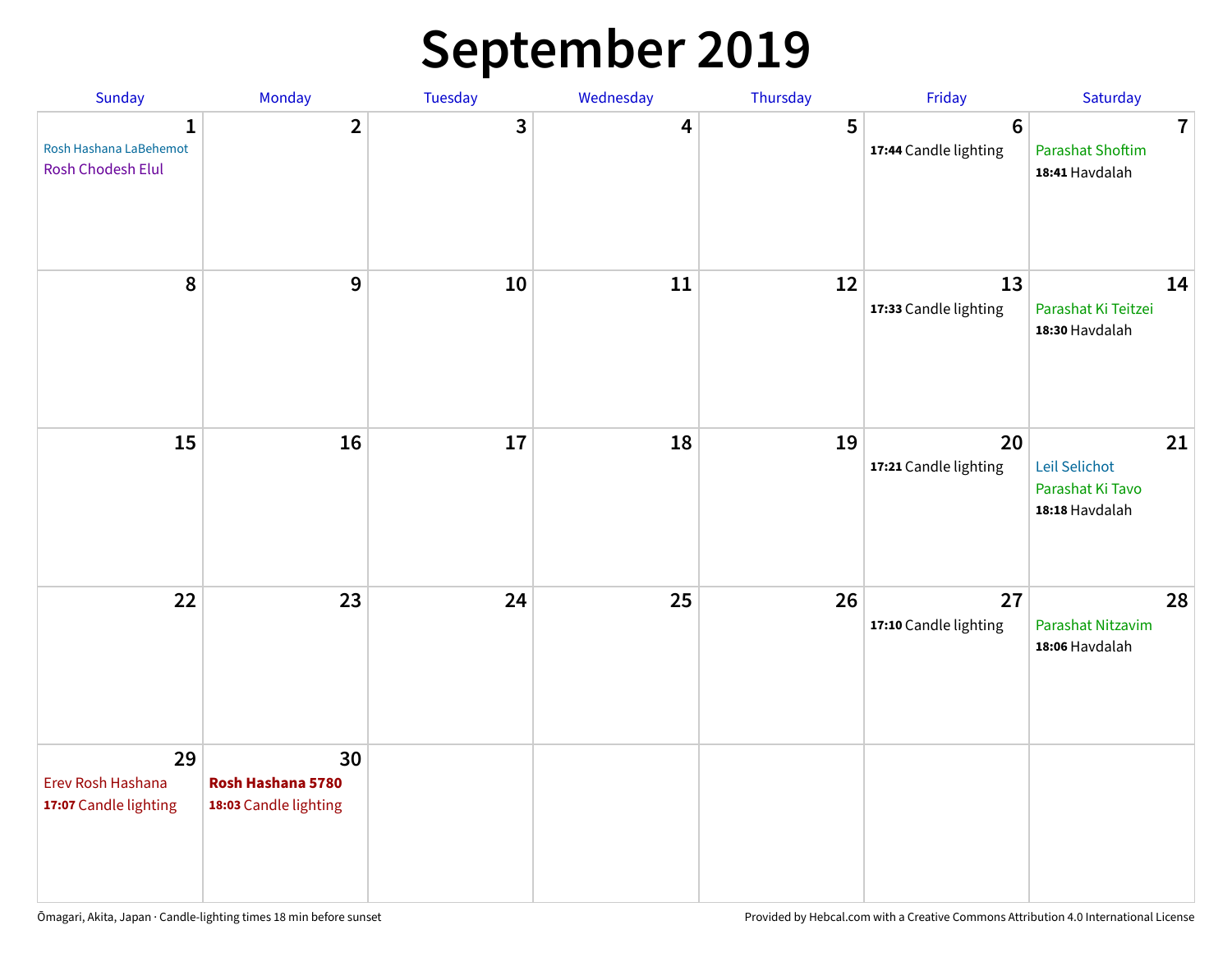# September 2019

| Sunday | Monday | Tuesday | Wednesday | Thursday | Friday | Saturday |
|---|---|---|---|---|---|---|
| **1** Rosh Hashana LaBehemot Rosh Chodesh Elul | **2** | **3** | **4** | **5** | **6** **17:44** Candle lighting | **7** Parashat Shoftim **18:41** Havdalah |
| **8** | **9** | **10** | **11** | **12** | **13** **17:33** Candle lighting | **14** Parashat Ki Teitzei **18:30** Havdalah |
| **15** | **16** | **17** | **18** | **19** | **20** **17:21** Candle lighting | **21** Leil Selichot Parashat Ki Tavo **18:18** Havdalah |
| **22** | **23** | **24** | **25** | **26** | **27** **17:10** Candle lighting | **28** Parashat Nitzavim **18:06** Havdalah |
| **29** Erev Rosh Hashana **17:07** Candle lighting | **30** **Rosh Hashana 5780** **18:03** Candle lighting | | | | | |

Ōmagari, Akita, Japan · Candle-lighting times 18 min before sunset

Provided by Hebcal.com with a Creative Commons Attribution 4.0 International License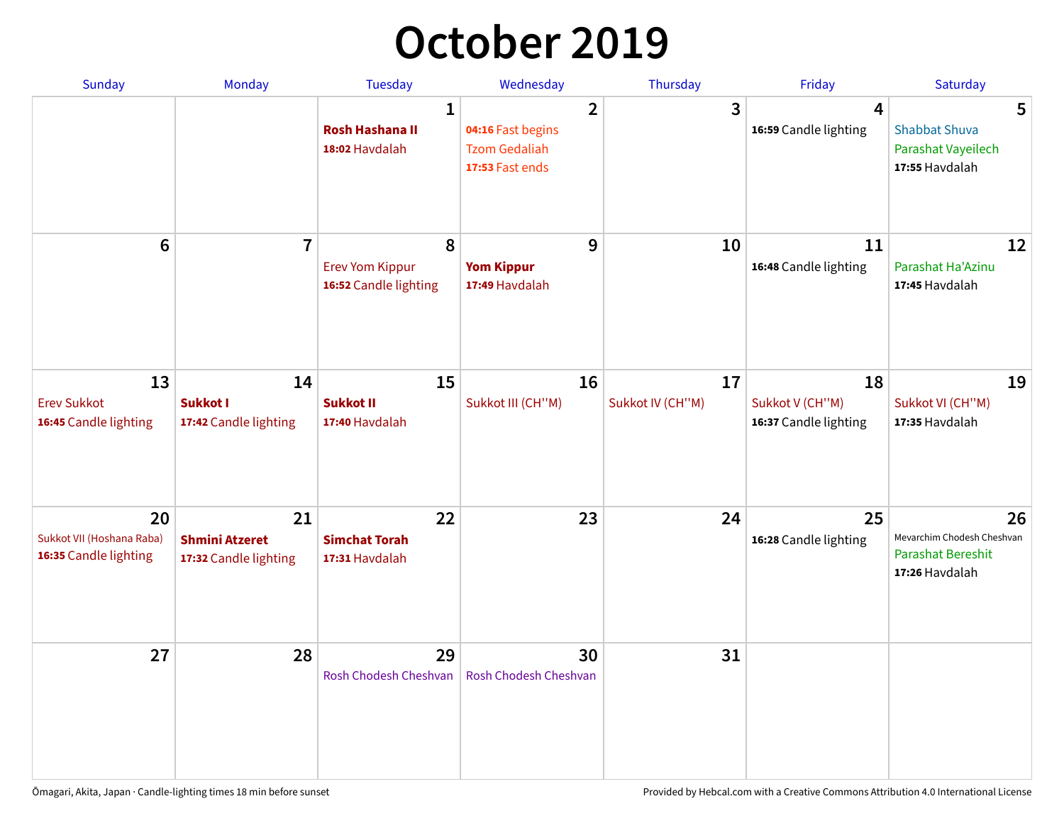# October 2019

| Sunday | Monday | Tuesday | Wednesday | Thursday | Friday | Saturday |
|---|---|---|---|---|---|---|
| | | **1**<br>**Rosh Hashana II**<br>**18:02** Havdalah | **2**<br>**04:16** Fast begins<br>Tzom Gedaliah<br>**17:53** Fast ends | **3** | **4**<br>**16:59** Candle lighting | **5**<br>Shabbat Shuva<br>Parashat Vayeilech<br>**17:55** Havdalah |
| **6** | **7** | **8**<br>Erev Yom Kippur<br>**16:52** Candle lighting | **9**<br>**Yom Kippur**<br>**17:49** Havdalah | **10** | **11**<br>**16:48** Candle lighting | **12**<br>Parashat Ha'Azinu<br>**17:45** Havdalah |
| **13**<br>Erev Sukkot<br>**16:45** Candle lighting | **14**<br>**Sukkot I**<br>**17:42** Candle lighting | **15**<br>**Sukkot II**<br>**17:40** Havdalah | **16**<br>Sukkot III (CH''M) | **17**<br>Sukkot IV (CH''M) | **18**<br>Sukkot V (CH''M)<br>**16:37** Candle lighting | **19**<br>Sukkot VI (CH''M)<br>**17:35** Havdalah |
| **20**<br>Sukkot VII (Hoshana Raba)<br>**16:35** Candle lighting | **21**<br>**Shmini Atzeret**<br>**17:32** Candle lighting | **22**<br>**Simchat Torah**<br>**17:31** Havdalah | **23** | **24** | **25**<br>**16:28** Candle lighting | **26**<br>Mevarchim Chodesh Cheshvan<br>Parashat Bereshit<br>**17:26** Havdalah |
| **27** | **28** | **29**<br>Rosh Chodesh Cheshvan | **30**<br>Rosh Chodesh Cheshvan | **31** | | |

Ōmagari, Akita, Japan · Candle-lighting times 18 min before sunset

Provided by Hebcal.com with a Creative Commons Attribution 4.0 International License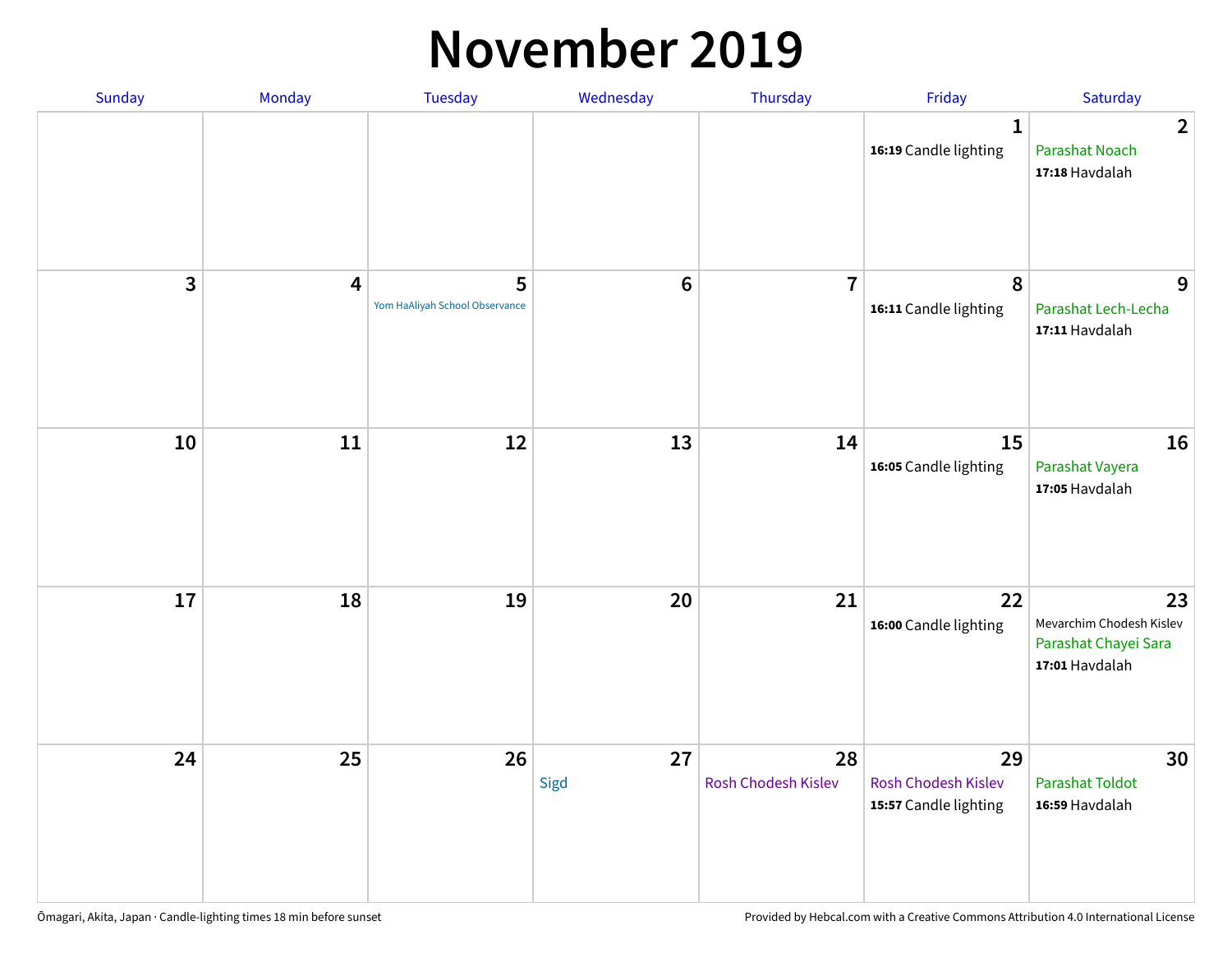# November 2019

| Sunday | Monday | Tuesday | Wednesday | Thursday | Friday | Saturday |
|---|---|---|---|---|---|---|
| | | | | | 1<br>**16:19** Candle lighting | 2<br>Parashat Noach<br>**17:18** Havdalah |
| 3 | 4 | 5<br>Yom HaAliyah School Observance | 6 | 7 | 8<br>**16:11** Candle lighting | 9<br>Parashat Lech-Lecha<br>**17:11** Havdalah |
| 10 | 11 | 12 | 13 | 14 | 15<br>**16:05** Candle lighting | 16<br>Parashat Vayera<br>**17:05** Havdalah |
| 17 | 18 | 19 | 20 | 21 | 22<br>**16:00** Candle lighting | 23<br>Mevarchim Chodesh Kislev<br>Parashat Chayei Sara<br>**17:01** Havdalah |
| 24 | 25 | 26 | 27<br>Sigd | 28<br>Rosh Chodesh Kislev | 29<br>Rosh Chodesh Kislev<br>**15:57** Candle lighting | 30<br>Parashat Toldot<br>**16:59** Havdalah |

Ōmagari, Akita, Japan · Candle-lighting times 18 min before sunset

Provided by Hebcal.com with a Creative Commons Attribution 4.0 International License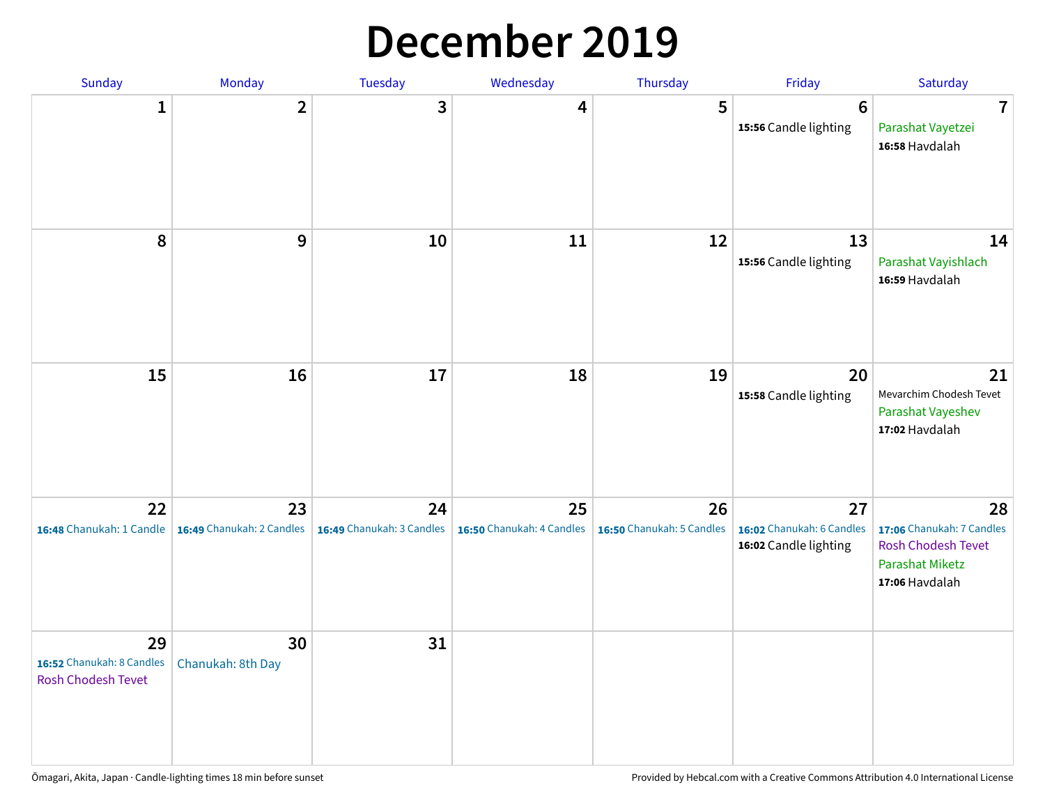# December 2019

| Sunday | Monday | Tuesday | Wednesday | Thursday | Friday | Saturday |
|---|---|---|---|---|---|---|
| 1 | 2 | 3 | 4 | 5 | 6<br>**15:56** Candle lighting | 7<br>Parashat Vayetzei<br>**16:58** Havdalah |
| 8 | 9 | 10 | 11 | 12 | 13<br>**15:56** Candle lighting | 14<br>Parashat Vayishlach<br>**16:59** Havdalah |
| 15 | 16 | 17 | 18 | 19 | 20<br>**15:58** Candle lighting | 21<br>Mevarchim Chodesh Tevet<br>Parashat Vayeshev<br>**17:02** Havdalah |
| 22<br>**16:48** Chanukah: 1 Candle | 23<br>**16:49** Chanukah: 2 Candles | 24<br>**16:49** Chanukah: 3 Candles | 25<br>**16:50** Chanukah: 4 Candles | 26<br>**16:50** Chanukah: 5 Candles | 27<br>**16:02** Chanukah: 6 Candles<br>**16:02** Candle lighting | 28<br>**17:06** Chanukah: 7 Candles<br>Rosh Chodesh Tevet<br>Parashat Miketz<br>**17:06** Havdalah |
| 29<br>**16:52** Chanukah: 8 Candles<br>Rosh Chodesh Tevet | 30<br>Chanukah: 8th Day | 31 | | | | |

Ōmagari, Akita, Japan · Candle-lighting times 18 min before sunset

Provided by Hebcal.com with a Creative Commons Attribution 4.0 International License